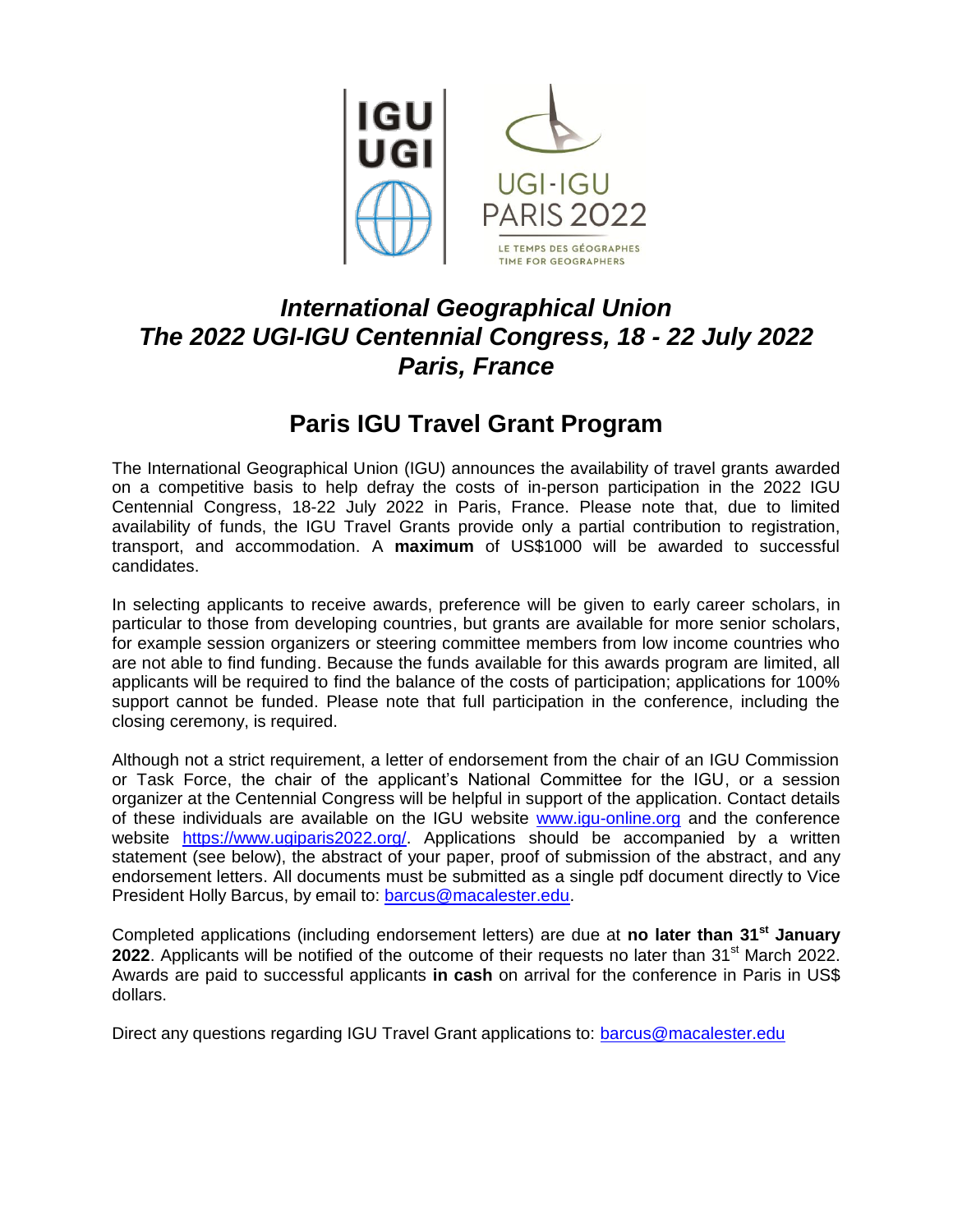IGU UGI

UGI-IGU PARIS 2022

LE TEMPS DES GÉOGRAPHES
TIME FOR GEOGRAPHERS

# *International Geographical Union*
# *The 2022 UGI-IGU Centennial Congress, 18 - 22 July 2022*
# *Paris, France*

## Paris IGU Travel Grant Program

The International Geographical Union (IGU) announces the availability of travel grants awarded on a competitive basis to help defray the costs of in-person participation in the 2022 IGU Centennial Congress, 18-22 July 2022 in Paris, France. Please note that, due to limited availability of funds, the IGU Travel Grants provide only a partial contribution to registration, transport, and accommodation. A **maximum** of US$1000 will be awarded to successful candidates.

In selecting applicants to receive awards, preference will be given to early career scholars, in particular to those from developing countries, but grants are available for more senior scholars, for example session organizers or steering committee members from low income countries who are not able to find funding. Because the funds available for this awards program are limited, all applicants will be required to find the balance of the costs of participation; applications for 100% support cannot be funded. Please note that full participation in the conference, including the closing ceremony, is required.

Although not a strict requirement, a letter of endorsement from the chair of an IGU Commission or Task Force, the chair of the applicant's National Committee for the IGU, or a session organizer at the Centennial Congress will be helpful in support of the application. Contact details of these individuals are available on the IGU website [www.igu-online.org](www.igu-online.org) and the conference website [https://www.ugiparis2022.org/](https://www.ugiparis2022.org/). Applications should be accompanied by a written statement (see below), the abstract of your paper, proof of submission of the abstract, and any endorsement letters. All documents must be submitted as a single pdf document directly to Vice President Holly Barcus, by email to: [barcus@macalester.edu](mailto:barcus@macalester.edu).

Completed applications (including endorsement letters) are due at **no later than 31st January 2022**. Applicants will be notified of the outcome of their requests no later than 31st March 2022. Awards are paid to successful applicants **in cash** on arrival for the conference in Paris in US$ dollars.

Direct any questions regarding IGU Travel Grant applications to: [barcus@macalester.edu](mailto:barcus@macalester.edu)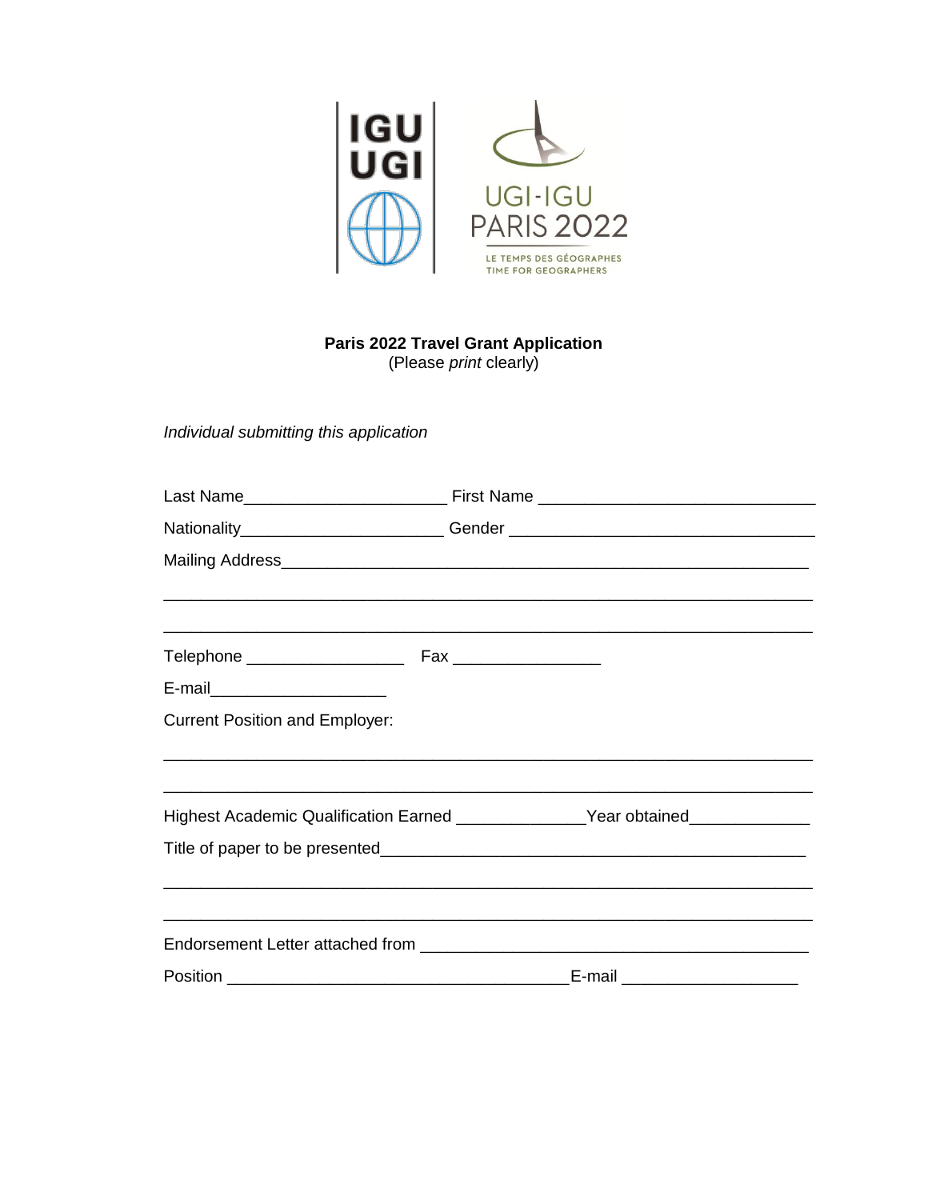IGU
UGI

UGI-IGU
PARIS 2022

LE TEMPS DES GÉOGRAPHES
TIME FOR GEOGRAPHERS

**Paris 2022 Travel Grant Application**
(Please *print* clearly)

*Individual submitting this application*

Last Name______________________ First Name ______________________________

Nationality______________________ Gender _________________________________

Mailing Address____________________________________________________________

_______________________________________________________________________

_______________________________________________________________________

Telephone _________________ Fax ________________

E-mail___________________

Current Position and Employer:

_______________________________________________________________________

_______________________________________________________________________

Highest Academic Qualification Earned ______________Year obtained_____________

Title of paper to be presented______________________________________________

_______________________________________________________________________

_______________________________________________________________________

Endorsement Letter attached from __________________________________________

Position _____________________________________E-mail ___________________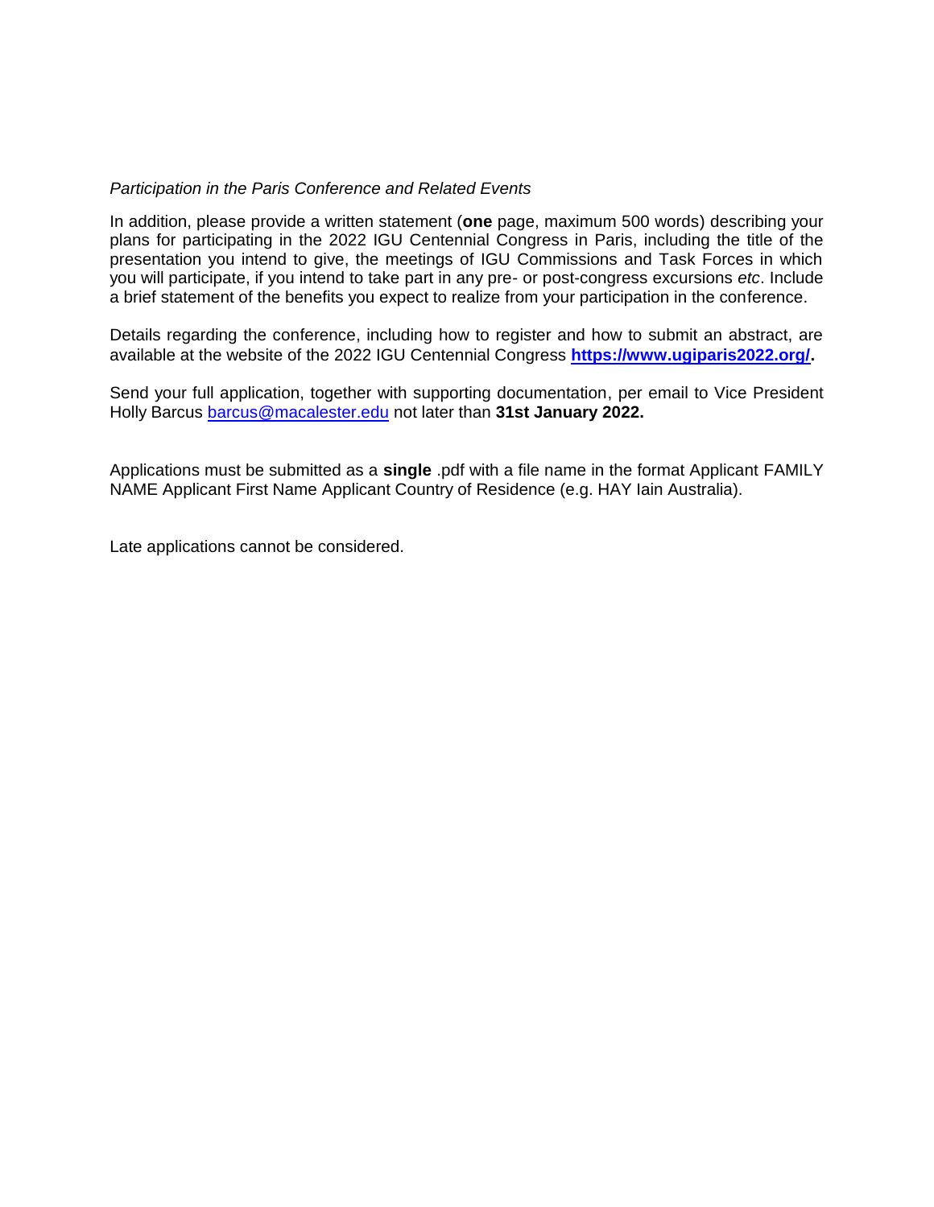*Participation in the Paris Conference and Related Events*

In addition, please provide a written statement (**one** page, maximum 500 words) describing your plans for participating in the 2022 IGU Centennial Congress in Paris, including the title of the presentation you intend to give, the meetings of IGU Commissions and Task Forces in which you will participate, if you intend to take part in any pre- or post-congress excursions *etc*. Include a brief statement of the benefits you expect to realize from your participation in the conference.

Details regarding the conference, including how to register and how to submit an abstract, are available at the website of the 2022 IGU Centennial Congress **https://www.ugiparis2022.org/.**

Send your full application, together with supporting documentation, per email to Vice President Holly Barcus barcus@macalester.edu not later than **31st January 2022.**

Applications must be submitted as a **single** .pdf with a file name in the format Applicant FAMILY NAME Applicant First Name Applicant Country of Residence (e.g. HAY Iain Australia).

Late applications cannot be considered.